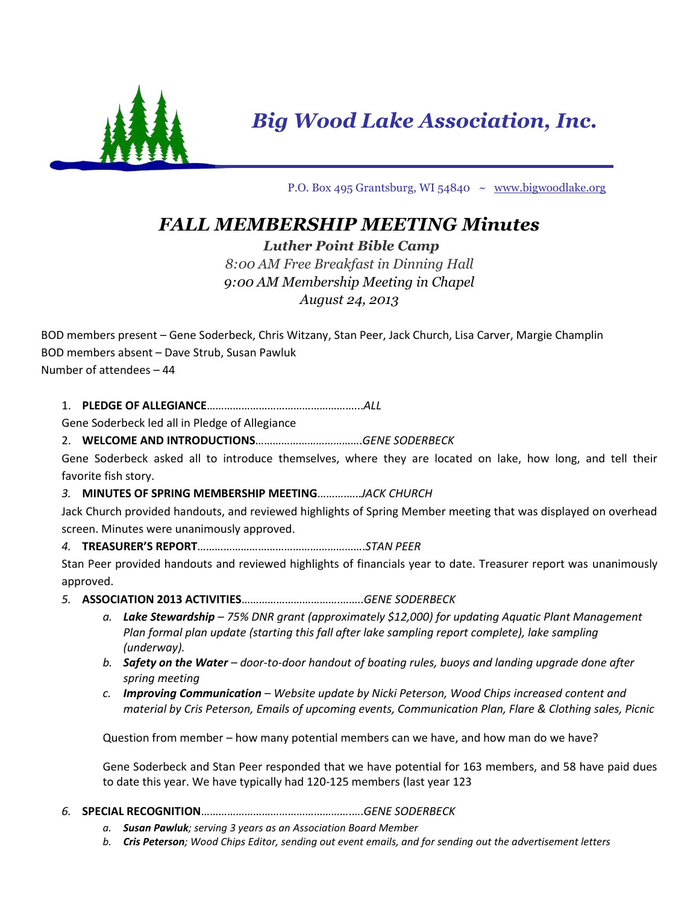# *Big Wood Lake Association, Inc.*

P.O. Box 495 Grantsburg, WI 54840 ~ www.bigwoodlake.org

## *FALL MEMBERSHIP MEETING Minutes*

***Luther Point Bible Camp***

*8:00 AM Free Breakfast in Dinning Hall*

*9:00 AM Membership Meeting in Chapel*

*August 24, 2013*

BOD members present – Gene Soderbeck, Chris Witzany, Stan Peer, Jack Church, Lisa Carver, Margie Champlin
BOD members absent – Dave Strub, Susan Pawluk
Number of attendees – 44

1. **PLEDGE OF ALLEGIANCE**……………………………………………..*ALL*

Gene Soderbeck led all in Pledge of Allegiance

2. **WELCOME AND INTRODUCTIONS**……………………………….*GENE SODERBECK*

Gene Soderbeck asked all to introduce themselves, where they are located on lake, how long, and tell their favorite fish story.

3. **MINUTES OF SPRING MEMBERSHIP MEETING**…………..*JACK CHURCH*

Jack Church provided handouts, and reviewed highlights of Spring Member meeting that was displayed on overhead screen. Minutes were unanimously approved.

4. **TREASURER'S REPORT**…………………………………………………*STAN PEER*

Stan Peer provided handouts and reviewed highlights of financials year to date. Treasurer report was unanimously approved.

5. **ASSOCIATION 2013 ACTIVITIES**…………………………………..*GENE SODERBECK*
   a. ***Lake Stewardship*** *– 75% DNR grant (approximately $12,000) for updating Aquatic Plant Management Plan formal plan update (starting this fall after lake sampling report complete), lake sampling (underway).*
   b. ***Safety on the Water*** *– door-to-door handout of boating rules, buoys and landing upgrade done after spring meeting*
   c. ***Improving Communication*** *– Website update by Nicki Peterson, Wood Chips increased content and material by Cris Peterson, Emails of upcoming events, Communication Plan, Flare & Clothing sales, Picnic*

   Question from member – how many potential members can we have, and how man do we have?

   Gene Soderbeck and Stan Peer responded that we have potential for 163 members, and 58 have paid dues to date this year. We have typically had 120-125 members (last year 123

6. **SPECIAL RECOGNITION**………………………………………………..*GENE SODERBECK*
   a. ***Susan Pawluk****; serving 3 years as an Association Board Member*
   b. ***Cris Peterson****; Wood Chips Editor, sending out event emails, and for sending out the advertisement letters*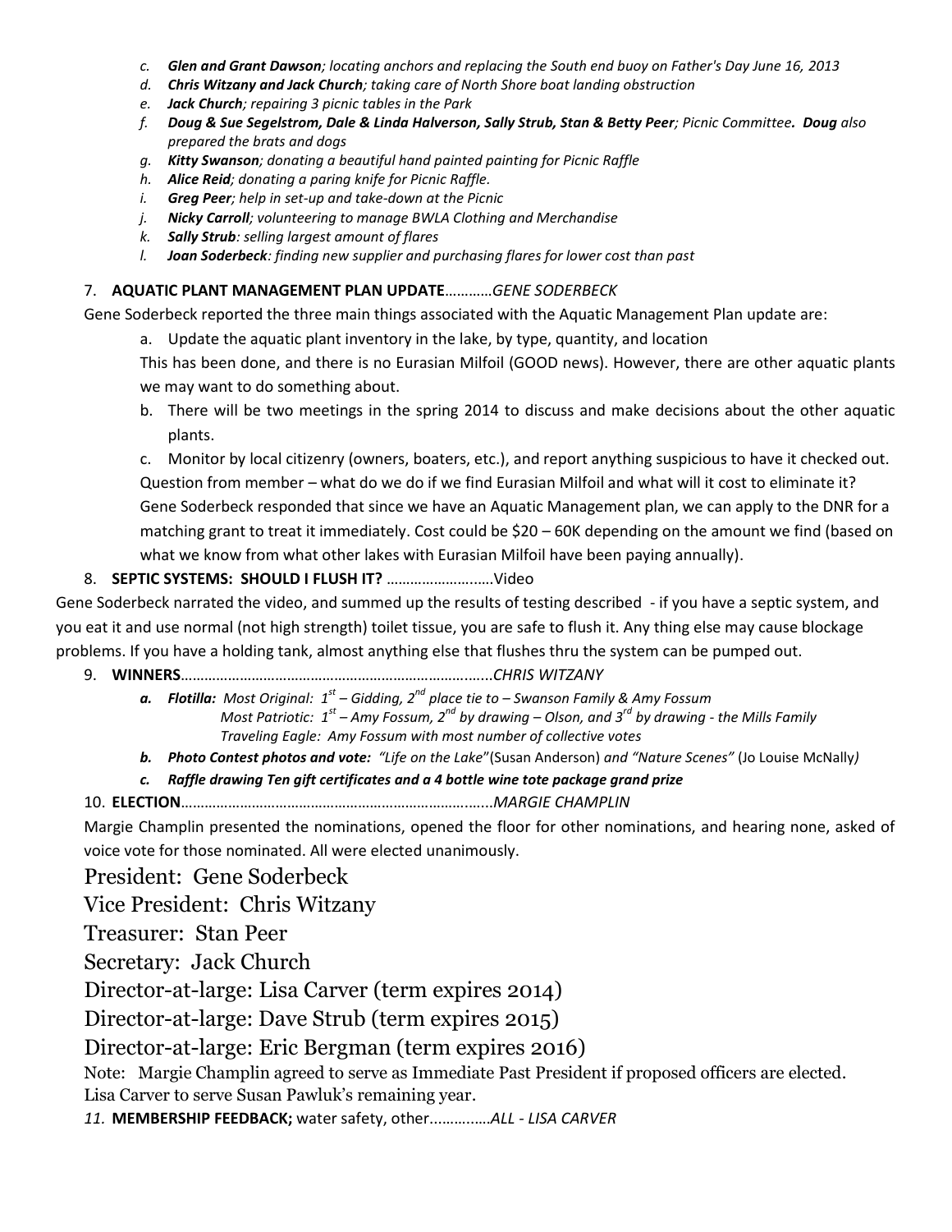c. ***Glen and Grant Dawson****; locating anchors and replacing the South end buoy on Father's Day June 16, 2013*
d. ***Chris Witzany and Jack Church****; taking care of North Shore boat landing obstruction*
e. ***Jack Church****; repairing 3 picnic tables in the Park*
f. ***Doug & Sue Segelstrom, Dale & Linda Halverson, Sally Strub, Stan & Betty Peer****; Picnic Committee.* ***Doug*** *also prepared the brats and dogs*
g. ***Kitty Swanson****; donating a beautiful hand painted painting for Picnic Raffle*
h. ***Alice Reid****; donating a paring knife for Picnic Raffle.*
i. ***Greg Peer****; help in set-up and take-down at the Picnic*
j. ***Nicky Carroll****; volunteering to manage BWLA Clothing and Merchandise*
k. ***Sally Strub****: selling largest amount of flares*
l. ***Joan Soderbeck****: finding new supplier and purchasing flares for lower cost than past*

7. **AQUATIC PLANT MANAGEMENT PLAN UPDATE**…………*GENE SODERBECK*

Gene Soderbeck reported the three main things associated with the Aquatic Management Plan update are:

a. Update the aquatic plant inventory in the lake, by type, quantity, and location

This has been done, and there is no Eurasian Milfoil (GOOD news). However, there are other aquatic plants we may want to do something about.

b. There will be two meetings in the spring 2014 to discuss and make decisions about the other aquatic plants.

c. Monitor by local citizenry (owners, boaters, etc.), and report anything suspicious to have it checked out.

Question from member – what do we do if we find Eurasian Milfoil and what will it cost to eliminate it? Gene Soderbeck responded that since we have an Aquatic Management plan, we can apply to the DNR for a matching grant to treat it immediately. Cost could be $20 – 60K depending on the amount we find (based on what we know from what other lakes with Eurasian Milfoil have been paying annually).

8. **SEPTIC SYSTEMS: SHOULD I FLUSH IT?** ……………………..Video

Gene Soderbeck narrated the video, and summed up the results of testing described - if you have a septic system, and you eat it and use normal (not high strength) toilet tissue, you are safe to flush it. Any thing else may cause blockage problems. If you have a holding tank, almost anything else that flushes thru the system can be pumped out.

9. **WINNERS**…………………………………………………………………..*CHRIS WITZANY*

***a. Flotilla:*** *Most Original: 1st – Gidding, 2nd place tie to – Swanson Family & Amy Fossum*
*Most Patriotic: 1st – Amy Fossum, 2nd by drawing – Olson, and 3rd by drawing - the Mills Family*
*Traveling Eagle: Amy Fossum with most number of collective votes*

***b. Photo Contest photos and vote:*** *"Life on the Lake"*(Susan Anderson) *and "Nature Scenes"* (Jo Louise McNally*)*

***c. Raffle drawing Ten gift certificates and a 4 bottle wine tote package grand prize***

10. **ELECTION**…………………………………………………………………..*MARGIE CHAMPLIN*

Margie Champlin presented the nominations, opened the floor for other nominations, and hearing none, asked of voice vote for those nominated. All were elected unanimously.

President: Gene Soderbeck

Vice President: Chris Witzany

Treasurer: Stan Peer

Secretary: Jack Church

Director-at-large: Lisa Carver (term expires 2014)

Director-at-large: Dave Strub (term expires 2015)

Director-at-large: Eric Bergman (term expires 2016)

Note: Margie Champlin agreed to serve as Immediate Past President if proposed officers are elected.
Lisa Carver to serve Susan Pawluk's remaining year.

*11.* **MEMBERSHIP FEEDBACK;** water safety, other……………*ALL - LISA CARVER*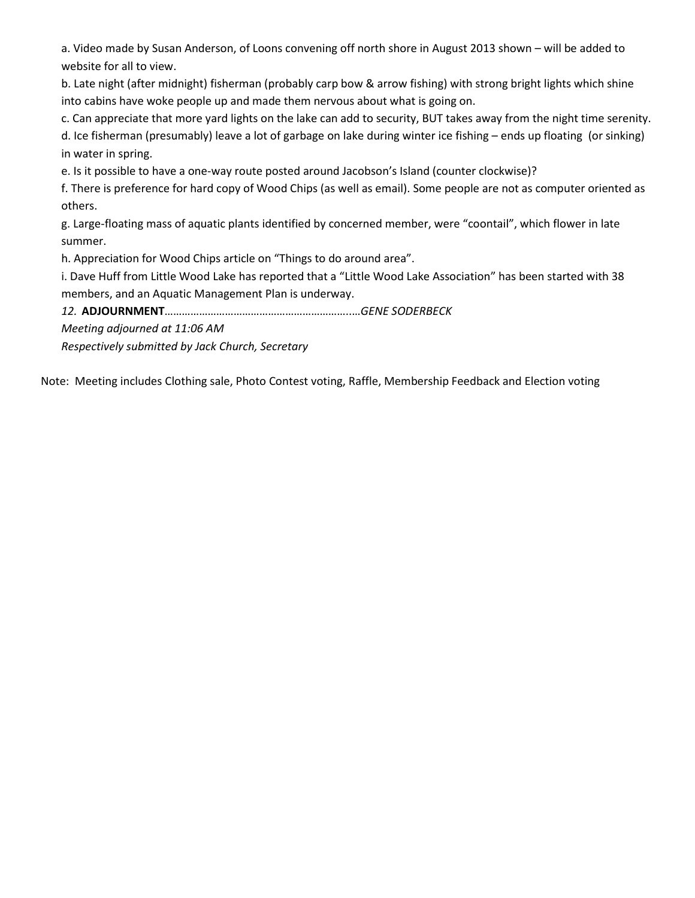a. Video made by Susan Anderson, of Loons convening off north shore in August 2013 shown – will be added to website for all to view.

b. Late night (after midnight) fisherman (probably carp bow & arrow fishing) with strong bright lights which shine into cabins have woke people up and made them nervous about what is going on.

c. Can appreciate that more yard lights on the lake can add to security, BUT takes away from the night time serenity.

d. Ice fisherman (presumably) leave a lot of garbage on lake during winter ice fishing – ends up floating (or sinking) in water in spring.

e. Is it possible to have a one-way route posted around Jacobson's Island (counter clockwise)?

f. There is preference for hard copy of Wood Chips (as well as email). Some people are not as computer oriented as others.

g. Large-floating mass of aquatic plants identified by concerned member, were "coontail", which flower in late summer.

h. Appreciation for Wood Chips article on "Things to do around area".

i. Dave Huff from Little Wood Lake has reported that a "Little Wood Lake Association" has been started with 38 members, and an Aquatic Management Plan is underway.

*12.* **ADJOURNMENT**……………………………………………………….…*GENE SODERBECK*

*Meeting adjourned at 11:06 AM*

*Respectively submitted by Jack Church, Secretary*

Note: Meeting includes Clothing sale, Photo Contest voting, Raffle, Membership Feedback and Election voting